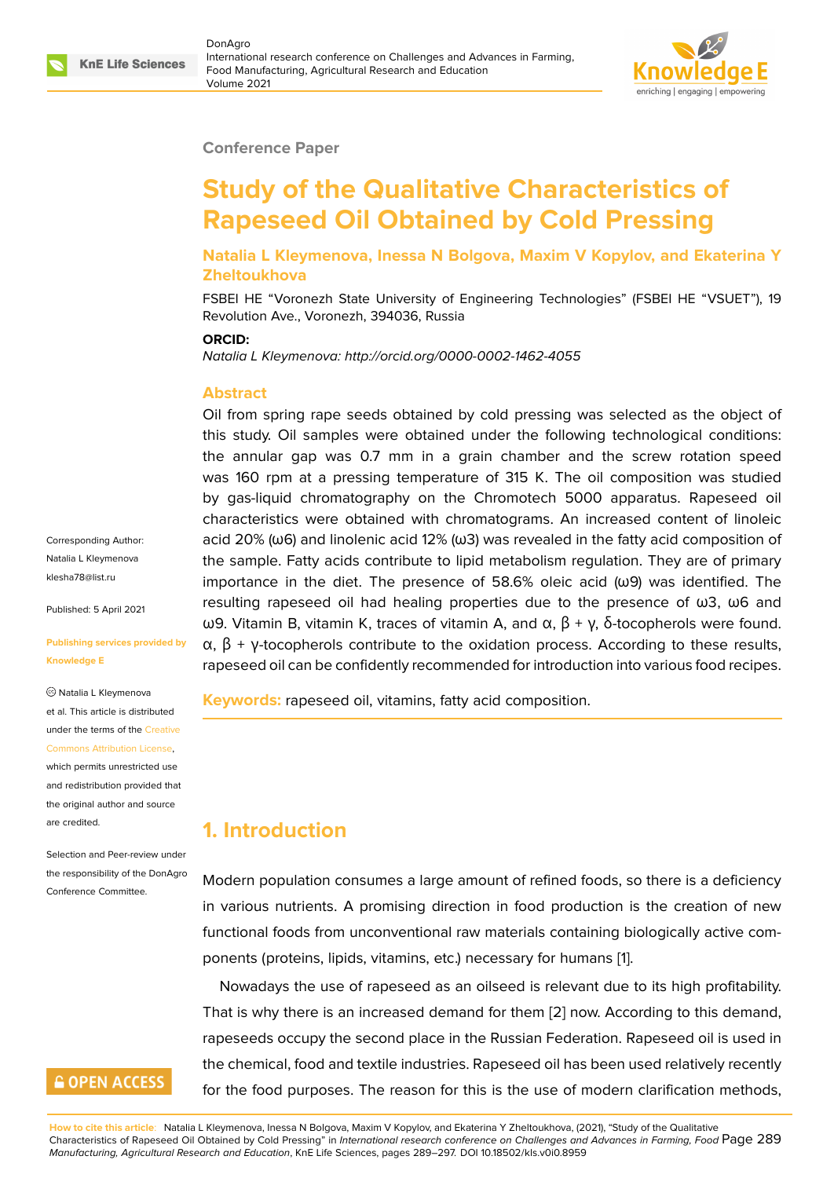Conference Paper

# Study of the Qualitative Characteristics of Rapeseed Oil Obtained by Cold Pressing

**Natalia L Kleymenova, Inessa N Bolgova, Maxim V Kopylov, and Ekaterina Y Zheltoukhova**

FSBEI HE "Voronezh State University of Engineering Technologies" (FSBEI HE "VSUET"), 19 Revolution Ave., Voronezh, 394036, Russia

**ORCID:**

*Natalia L Kleymenova: http://orcid.org/0000-0002-1462-4055*

Corresponding Author: Natalia L Kleymenova klesha78@list.ru

Published: 5 April 2021

Publishing services provided by Knowledge E

© Natalia L Kleymenova et al. This article is distributed under the terms of the Creative Commons Attribution License, which permits unrestricted use and redistribution provided that the original author and source are credited.

Selection and Peer-review under the responsibility of the DonAgro Conference Committee.

## Abstract

Oil from spring rape seeds obtained by cold pressing was selected as the object of this study. Oil samples were obtained under the following technological conditions: the annular gap was 0.7 mm in a grain chamber and the screw rotation speed was 160 rpm at a pressing temperature of 315 K. The oil composition was studied by gas-liquid chromatography on the Chromotech 5000 apparatus. Rapeseed oil characteristics were obtained with chromatograms. An increased content of linoleic acid 20% (ω6) and linolenic acid 12% (ω3) was revealed in the fatty acid composition of the sample. Fatty acids contribute to lipid metabolism regulation. They are of primary importance in the diet. The presence of 58.6% oleic acid (ω9) was identified. The resulting rapeseed oil had healing properties due to the presence of ω3, ω6 and ω9. Vitamin B, vitamin K, traces of vitamin A, and α, β + γ, δ-tocopherols were found. α, β + γ-tocopherols contribute to the oxidation process. According to these results, rapeseed oil can be confidently recommended for introduction into various food recipes.

**Keywords:** rapeseed oil, vitamins, fatty acid composition.

## 1. Introduction

Modern population consumes a large amount of refined foods, so there is a deficiency in various nutrients. A promising direction in food production is the creation of new functional foods from unconventional raw materials containing biologically active components (proteins, lipids, vitamins, etc.) necessary for humans [1].

Nowadays the use of rapeseed as an oilseed is relevant due to its high profitability. That is why there is an increased demand for them [2] now. According to this demand, rapeseeds occupy the second place in the Russian Federation. Rapeseed oil is used in the chemical, food and textile industries. Rapeseed oil has been used relatively recently for the food purposes. The reason for this is the use of modern clarification methods,

How to cite this article: Natalia L Kleymenova, Inessa N Bolgova, Maxim V Kopylov, and Ekaterina Y Zheltoukhova, (2021), "Study of the Qualitative Characteristics of Rapeseed Oil Obtained by Cold Pressing" in *International research conference on Challenges and Advances in Farming, Food Manufacturing, Agricultural Research and Education*, KnE Life Sciences, pages 289–297. DOI 10.18502/kls.v0i0.8959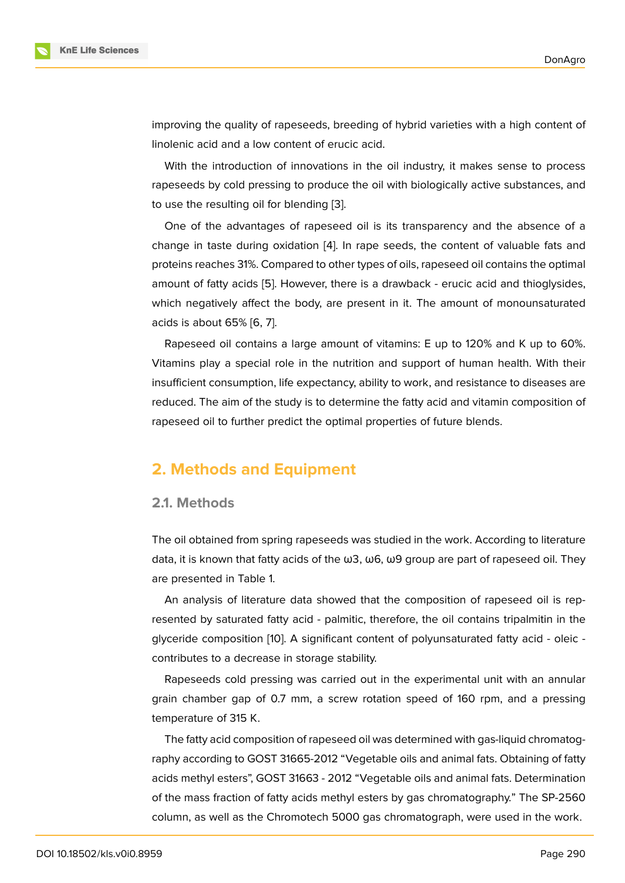improving the quality of rapeseeds, breeding of hybrid varieties with a high content of linolenic acid and a low content of erucic acid.

With the introduction of innovations in the oil industry, it makes sense to process rapeseeds by cold pressing to produce the oil with biologically active substances, and to use the resulting oil for blending [3].

One of the advantages of rapeseed oil is its transparency and the absence of a change in taste during oxidation [4]. In rape seeds, the content of valuable fats and proteins reaches 31%. Compared to other types of oils, rapeseed oil contains the optimal amount of fatty acids [5]. However, there is a drawback - erucic acid and thioglysides, which negatively affect the body, are present in it. The amount of monounsaturated acids is about 65% [6, 7].

Rapeseed oil contains a large amount of vitamins: E up to 120% and K up to 60%. Vitamins play a special role in the nutrition and support of human health. With their insufficient consumption, life expectancy, ability to work, and resistance to diseases are reduced. The aim of the study is to determine the fatty acid and vitamin composition of rapeseed oil to further predict the optimal properties of future blends.

## 2. Methods and Equipment

### 2.1. Methods

The oil obtained from spring rapeseeds was studied in the work. According to literature data, it is known that fatty acids of the ω3, ω6, ω9 group are part of rapeseed oil. They are presented in Table 1.

An analysis of literature data showed that the composition of rapeseed oil is represented by saturated fatty acid - palmitic, therefore, the oil contains tripalmitin in the glyceride composition [10]. A significant content of polyunsaturated fatty acid - oleic - contributes to a decrease in storage stability.

Rapeseeds cold pressing was carried out in the experimental unit with an annular grain chamber gap of 0.7 mm, a screw rotation speed of 160 rpm, and a pressing temperature of 315 K.

The fatty acid composition of rapeseed oil was determined with gas-liquid chromatography according to GOST 31665-2012 "Vegetable oils and animal fats. Obtaining of fatty acids methyl esters", GOST 31663 - 2012 "Vegetable oils and animal fats. Determination of the mass fraction of fatty acids methyl esters by gas chromatography." The SP-2560 column, as well as the Chromotech 5000 gas chromatograph, were used in the work.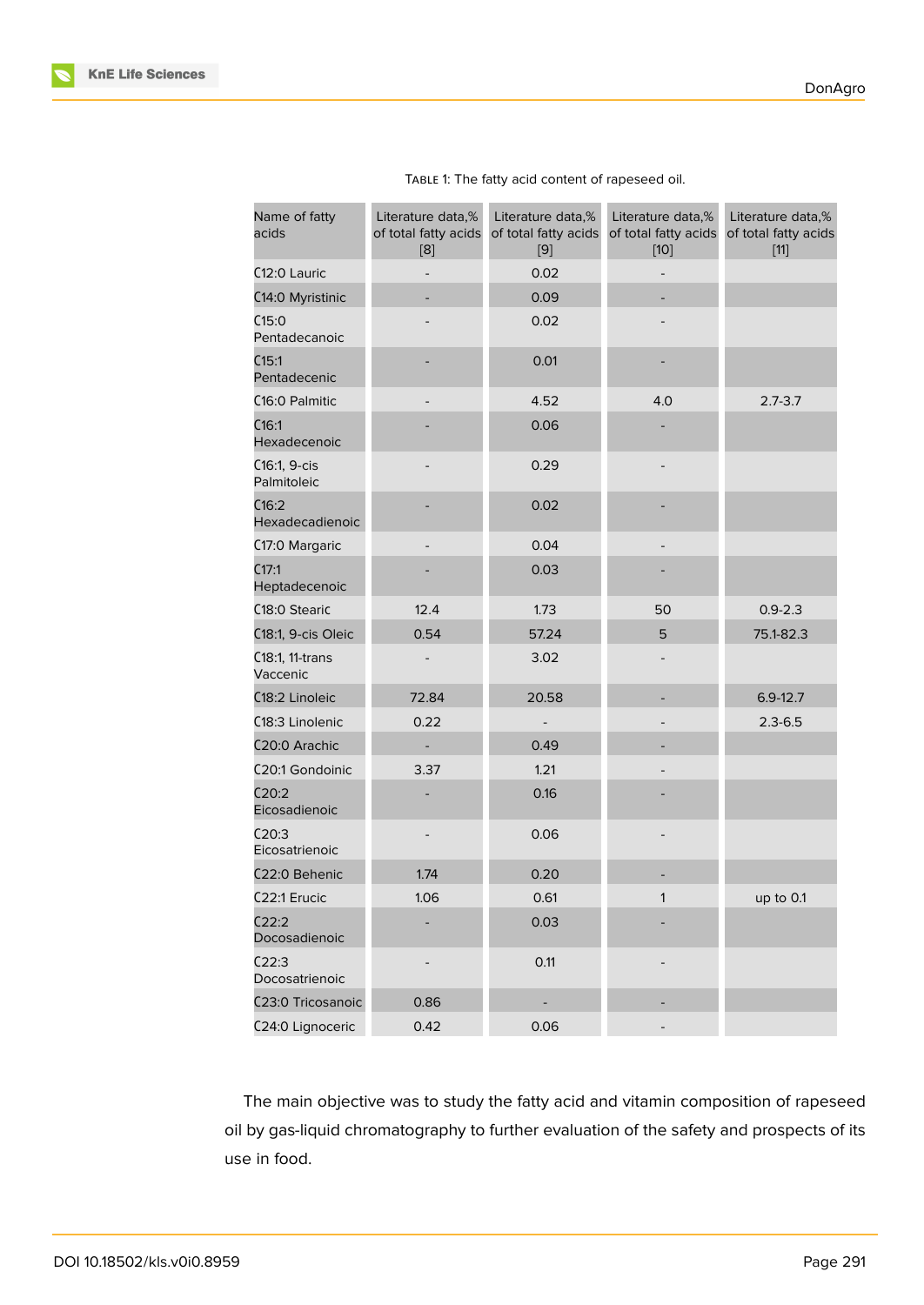Table 1: The fatty acid content of rapeseed oil.

| Name of fatty acids | Literature data,% of total fatty acids [8] | Literature data,% of total fatty acids [9] | Literature data,% of total fatty acids [10] | Literature data,% of total fatty acids [11] |
|---|---|---|---|---|
| C12:0 Lauric | - | 0.02 | - | |
| C14:0 Myristinic | - | 0.09 | - | |
| C15:0 Pentadecanoic | - | 0.02 | - | |
| C15:1 Pentadecenic | - | 0.01 | - | |
| C16:0 Palmitic | - | 4.52 | 4.0 | 2.7-3.7 |
| C16:1 Hexadecenoic | - | 0.06 | - | |
| C16:1, 9-cis Palmitoleic | - | 0.29 | - | |
| C16:2 Hexadecadienoic | - | 0.02 | - | |
| C17:0 Margaric | - | 0.04 | - | |
| C17:1 Heptadecenoic | - | 0.03 | - | |
| C18:0 Stearic | 12.4 | 1.73 | 50 | 0.9-2.3 |
| C18:1, 9-cis Oleic | 0.54 | 57.24 | 5 | 75.1-82.3 |
| C18:1, 11-trans Vaccenic | - | 3.02 | - | |
| C18:2 Linoleic | 72.84 | 20.58 | - | 6.9-12.7 |
| C18:3 Linolenic | 0.22 | - | - | 2.3-6.5 |
| C20:0 Arachic | - | 0.49 | - | |
| C20:1 Gondoinic | 3.37 | 1.21 | - | |
| C20:2 Eicosadienoic | - | 0.16 | - | |
| C20:3 Eicosatrienoic | - | 0.06 | - | |
| C22:0 Behenic | 1.74 | 0.20 | - | |
| C22:1 Erucic | 1.06 | 0.61 | 1 | up to 0.1 |
| C22:2 Docosadienoic | - | 0.03 | - | |
| C22:3 Docosatrienoic | - | 0.11 | - | |
| C23:0 Tricosanoic | 0.86 | - | - | |
| C24:0 Lignoceric | 0.42 | 0.06 | - | |

The main objective was to study the fatty acid and vitamin composition of rapeseed oil by gas-liquid chromatography to further evaluation of the safety and prospects of its use in food.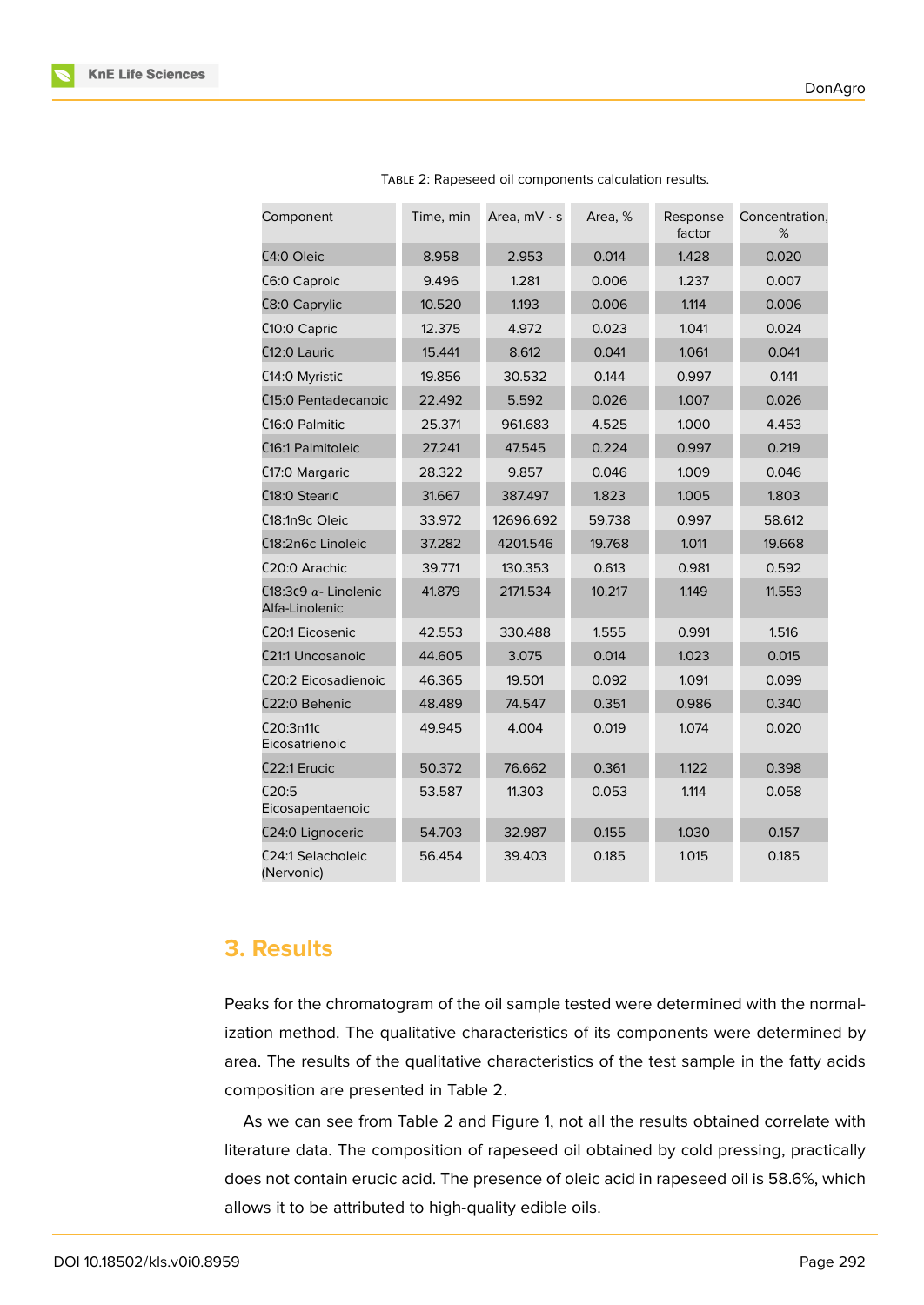Table 2: Rapeseed oil components calculation results.

| Component | Time, min | Area, mV · s | Area, % | Response factor | Concentration, % |
|---|---|---|---|---|---|
| C4:0 Oleic | 8.958 | 2.953 | 0.014 | 1.428 | 0.020 |
| C6:0 Caproic | 9.496 | 1.281 | 0.006 | 1.237 | 0.007 |
| C8:0 Caprylic | 10.520 | 1.193 | 0.006 | 1.114 | 0.006 |
| C10:0 Capric | 12.375 | 4.972 | 0.023 | 1.041 | 0.024 |
| C12:0 Lauric | 15.441 | 8.612 | 0.041 | 1.061 | 0.041 |
| C14:0 Myristic | 19.856 | 30.532 | 0.144 | 0.997 | 0.141 |
| C15:0 Pentadecanoic | 22.492 | 5.592 | 0.026 | 1.007 | 0.026 |
| C16:0 Palmitic | 25.371 | 961.683 | 4.525 | 1.000 | 4.453 |
| C16:1 Palmitoleic | 27.241 | 47.545 | 0.224 | 0.997 | 0.219 |
| C17:0 Margaric | 28.322 | 9.857 | 0.046 | 1.009 | 0.046 |
| C18:0 Stearic | 31.667 | 387.497 | 1.823 | 1.005 | 1.803 |
| C18:1n9c Oleic | 33.972 | 12696.692 | 59.738 | 0.997 | 58.612 |
| C18:2n6c Linoleic | 37.282 | 4201.546 | 19.768 | 1.011 | 19.668 |
| C20:0 Arachic | 39.771 | 130.353 | 0.613 | 0.981 | 0.592 |
| C18:3c9 $\alpha$- Linolenic Alfa-Linolenic | 41.879 | 2171.534 | 10.217 | 1.149 | 11.553 |
| C20:1 Eicosenic | 42.553 | 330.488 | 1.555 | 0.991 | 1.516 |
| C21:1 Uncosanoic | 44.605 | 3.075 | 0.014 | 1.023 | 0.015 |
| C20:2 Eicosadienoic | 46.365 | 19.501 | 0.092 | 1.091 | 0.099 |
| C22:0 Behenic | 48.489 | 74.547 | 0.351 | 0.986 | 0.340 |
| C20:3n11c Eicosatrienoic | 49.945 | 4.004 | 0.019 | 1.074 | 0.020 |
| C22:1 Erucic | 50.372 | 76.662 | 0.361 | 1.122 | 0.398 |
| C20:5 Eicosapentaenoic | 53.587 | 11.303 | 0.053 | 1.114 | 0.058 |
| C24:0 Lignoceric | 54.703 | 32.987 | 0.155 | 1.030 | 0.157 |
| C24:1 Selacholeic (Nervonic) | 56.454 | 39.403 | 0.185 | 1.015 | 0.185 |

## 3. Results

Peaks for the chromatogram of the oil sample tested were determined with the normalization method. The qualitative characteristics of its components were determined by area. The results of the qualitative characteristics of the test sample in the fatty acids composition are presented in Table 2.

As we can see from Table 2 and Figure 1, not all the results obtained correlate with literature data. The composition of rapeseed oil obtained by cold pressing, practically does not contain erucic acid. The presence of oleic acid in rapeseed oil is 58.6%, which allows it to be attributed to high-quality edible oils.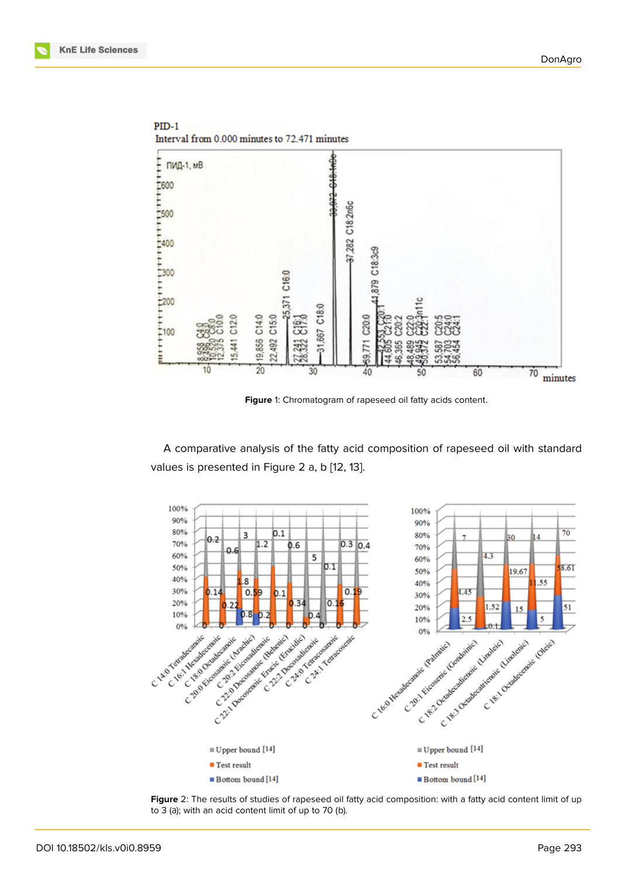Figure 1: Chromatogram of rapeseed oil fatty acids content.

A comparative analysis of the fatty acid composition of rapeseed oil with standard values is presented in Figure 2 a, b [12, 13].

Figure 2: The results of studies of rapeseed oil fatty acid composition: with a fatty acid content limit of up to 3 (a); with an acid content limit of up to 70 (b).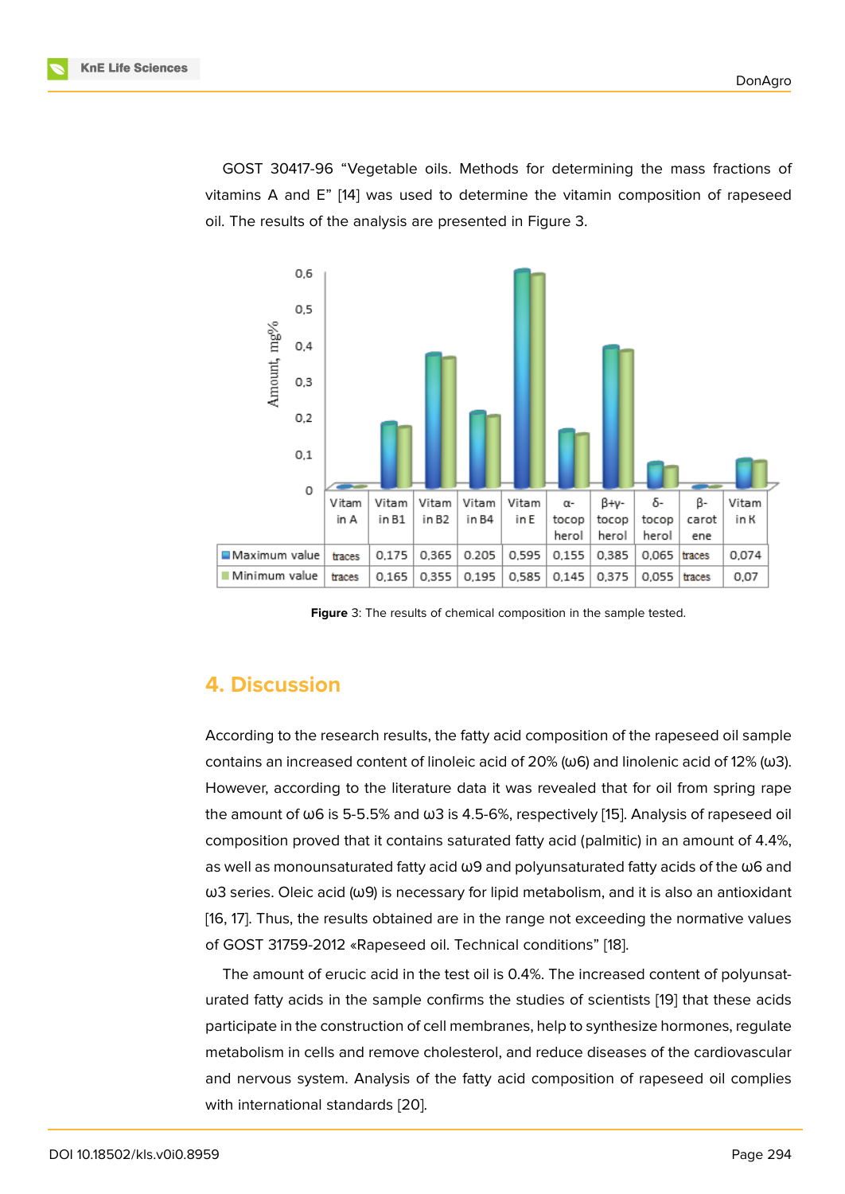GOST 30417-96 “Vegetable oils. Methods for determining the mass fractions of vitamins A and E” [14] was used to determine the vitamin composition of rapeseed oil. The results of the analysis are presented in Figure 3.

| | Vitamin A | Vitamin B1 | Vitamin B2 | Vitamin B4 | Vitamin E | α-tocopherol | β+γ-tocopherol | δ-tocopherol | β-carotene | Vitamin K |
|---|---|---|---|---|---|---|---|---|---|---|
| Maximum value | traces | 0,175 | 0,365 | 0.205 | 0,595 | 0,155 | 0,385 | 0,065 | traces | 0,074 |
| Minimum value | traces | 0,165 | 0,355 | 0,195 | 0,585 | 0,145 | 0,375 | 0,055 | traces | 0,07 |

**Figure** 3: The results of chemical composition in the sample tested.

## 4. Discussion

According to the research results, the fatty acid composition of the rapeseed oil sample contains an increased content of linoleic acid of 20% (ω6) and linolenic acid of 12% (ω3). However, according to the literature data it was revealed that for oil from spring rape the amount of ω6 is 5-5.5% and ω3 is 4.5-6%, respectively [15]. Analysis of rapeseed oil composition proved that it contains saturated fatty acid (palmitic) in an amount of 4.4%, as well as monounsaturated fatty acid ω9 and polyunsaturated fatty acids of the ω6 and ω3 series. Oleic acid (ω9) is necessary for lipid metabolism, and it is also an antioxidant [16, 17]. Thus, the results obtained are in the range not exceeding the normative values of GOST 31759-2012 «Rapeseed oil. Technical conditions” [18].

The amount of erucic acid in the test oil is 0.4%. The increased content of polyunsaturated fatty acids in the sample confirms the studies of scientists [19] that these acids participate in the construction of cell membranes, help to synthesize hormones, regulate metabolism in cells and remove cholesterol, and reduce diseases of the cardiovascular and nervous system. Analysis of the fatty acid composition of rapeseed oil complies with international standards [20].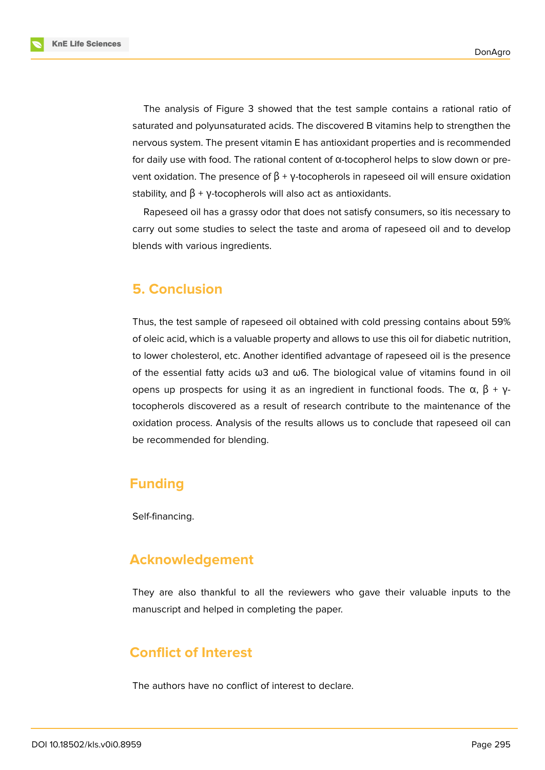The analysis of Figure 3 showed that the test sample contains a rational ratio of saturated and polyunsaturated acids. The discovered B vitamins help to strengthen the nervous system. The present vitamin E has antioxidant properties and is recommended for daily use with food. The rational content of α-tocopherol helps to slow down or prevent oxidation. The presence of β + γ-tocopherols in rapeseed oil will ensure oxidation stability, and β + γ-tocopherols will also act as antioxidants.

Rapeseed oil has a grassy odor that does not satisfy consumers, so itis necessary to carry out some studies to select the taste and aroma of rapeseed oil and to develop blends with various ingredients.

## 5. Conclusion

Thus, the test sample of rapeseed oil obtained with cold pressing contains about 59% of oleic acid, which is a valuable property and allows to use this oil for diabetic nutrition, to lower cholesterol, etc. Another identified advantage of rapeseed oil is the presence of the essential fatty acids ω3 and ω6. The biological value of vitamins found in oil opens up prospects for using it as an ingredient in functional foods. The α, β + γ-tocopherols discovered as a result of research contribute to the maintenance of the oxidation process. Analysis of the results allows us to conclude that rapeseed oil can be recommended for blending.

## Funding

Self-financing.

## Acknowledgement

They are also thankful to all the reviewers who gave their valuable inputs to the manuscript and helped in completing the paper.

## Conflict of Interest

The authors have no conflict of interest to declare.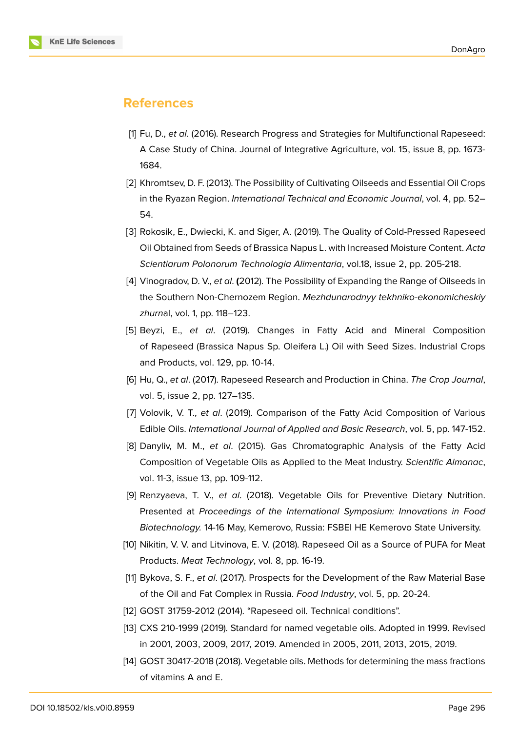## References

[1] Fu, D., *et al*. (2016). Research Progress and Strategies for Multifunctional Rapeseed: A Case Study of China. Journal of Integrative Agriculture, vol. 15, issue 8, pp. 1673-1684.

[2] Khromtsev, D. F. (2013). The Possibility of Cultivating Oilseeds and Essential Oil Crops in the Ryazan Region. *International Technical and Economic Journal*, vol. 4, pp. 52–54.

[3] Rokosik, E., Dwiecki, K. and Siger, A. (2019). The Quality of Cold-Pressed Rapeseed Oil Obtained from Seeds of Brassica Napus L. with Increased Moisture Content. *Acta Scientiarum Polonorum Technologia Alimentaria*, vol.18, issue 2, pp. 205-218.

[4] Vinogradov, D. V., *et al*. **(**2012). The Possibility of Expanding the Range of Oilseeds in the Southern Non-Chernozem Region. *Mezhdunarodnyy tekhniko-ekonomicheskiy zhurn*al, vol. 1, pp. 118–123.

[5] Beyzi, E., *et al*. (2019). Changes in Fatty Acid and Mineral Composition of Rapeseed (Brassica Napus Sp. Oleifera L.) Oil with Seed Sizes. Industrial Crops and Products, vol. 129, pp. 10-14.

[6] Hu, Q., *et al*. (2017). Rapeseed Research and Production in China. *The Crop Journal*, vol. 5, issue 2, pp. 127–135.

[7] Volovik, V. T., *et al*. (2019). Comparison of the Fatty Acid Composition of Various Edible Oils. *International Journal of Applied and Basic Research*, vol. 5, pp. 147-152.

[8] Danyliv, M. M., *et al*. (2015). Gas Chromatographic Analysis of the Fatty Acid Composition of Vegetable Oils as Applied to the Meat Industry. *Scientific Almanac*, vol. 11-3, issue 13, pp. 109-112.

[9] Renzyaeva, T. V., *et al*. (2018). Vegetable Oils for Preventive Dietary Nutrition. Presented at *Proceedings of the International Symposium: Innovations in Food Biotechnology.* 14-16 May, Kemerovo, Russia: FSBEI HE Kemerovo State University.

[10] Nikitin, V. V. and Litvinova, E. V. (2018). Rapeseed Oil as a Source of PUFA for Meat Products. *Meat Technology*, vol. 8, pp. 16-19.

[11] Bykova, S. F., *et al*. (2017). Prospects for the Development of the Raw Material Base of the Oil and Fat Complex in Russia. *Food Industry*, vol. 5, pp. 20-24.

[12] GOST 31759-2012 (2014). "Rapeseed oil. Technical conditions".

[13] CXS 210-1999 (2019). Standard for named vegetable oils. Adopted in 1999. Revised in 2001, 2003, 2009, 2017, 2019. Amended in 2005, 2011, 2013, 2015, 2019.

[14] GOST 30417-2018 (2018). Vegetable oils. Methods for determining the mass fractions of vitamins A and E.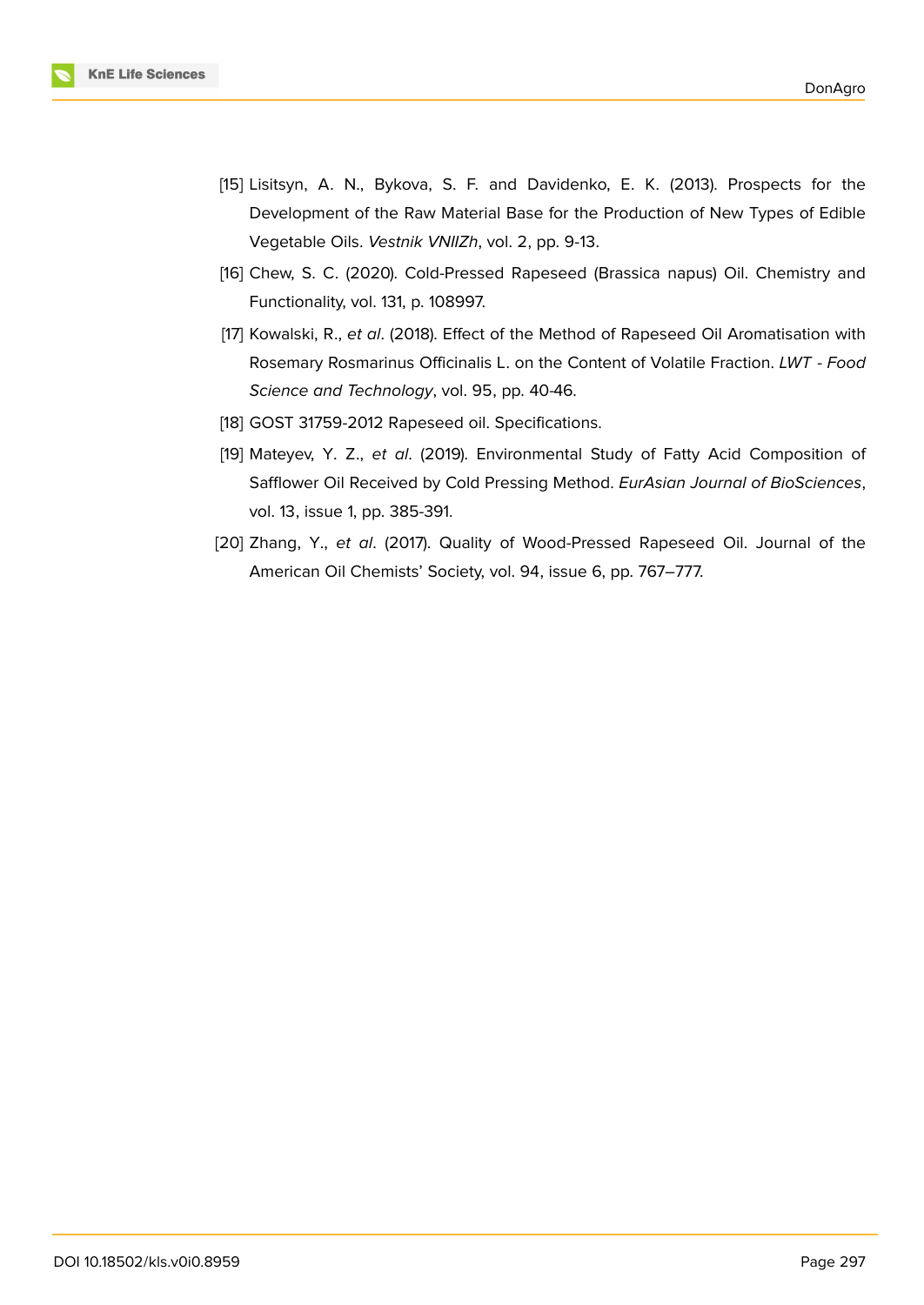[15] Lisitsyn, A. N., Bykova, S. F. and Davidenko, E. K. (2013). Prospects for the Development of the Raw Material Base for the Production of New Types of Edible Vegetable Oils. *Vestnik VNIIZh*, vol. 2, pp. 9-13.

[16] Chew, S. C. (2020). Cold-Pressed Rapeseed (Brassica napus) Oil. Chemistry and Functionality, vol. 131, p. 108997.

[17] Kowalski, R., *et al*. (2018). Effect of the Method of Rapeseed Oil Aromatisation with Rosemary Rosmarinus Officinalis L. on the Content of Volatile Fraction. *LWT - Food Science and Technology*, vol. 95, pp. 40-46.

[18] GOST 31759-2012 Rapeseed oil. Specifications.

[19] Mateyev, Y. Z., *et al*. (2019). Environmental Study of Fatty Acid Composition of Safflower Oil Received by Cold Pressing Method. *EurAsian Journal of BioSciences*, vol. 13, issue 1, pp. 385-391.

[20] Zhang, Y., *et al*. (2017). Quality of Wood-Pressed Rapeseed Oil. Journal of the American Oil Chemists' Society, vol. 94, issue 6, pp. 767–777.